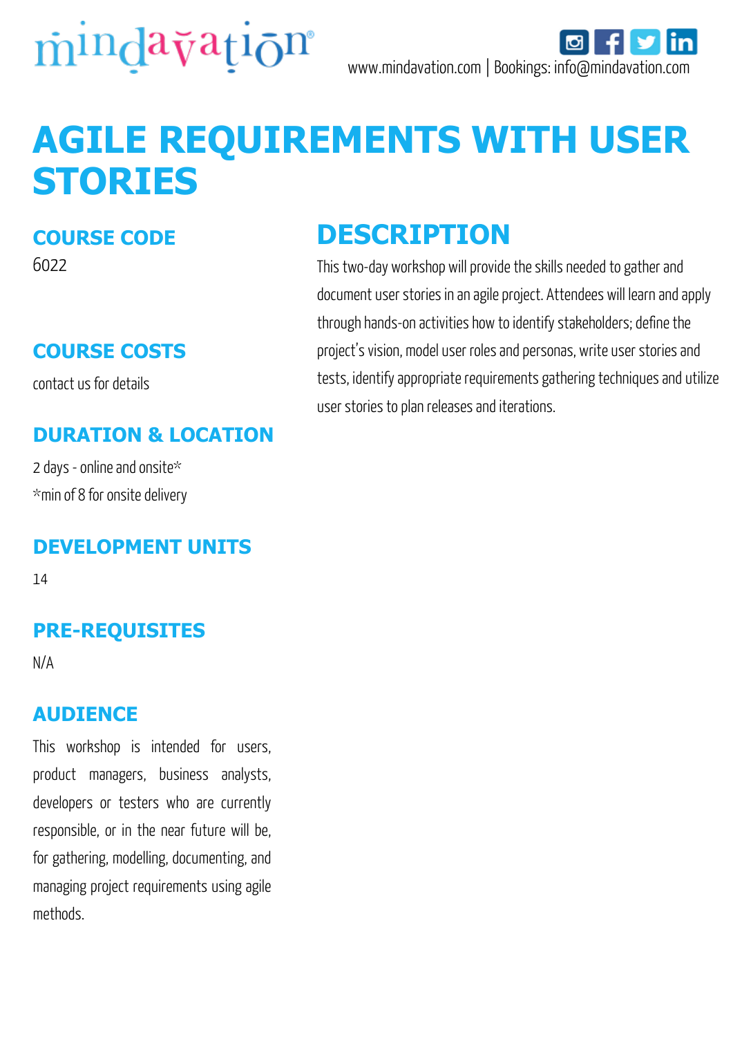mindavation

www.mindavation.com | Bookings: info@mindavation.com

# AGILE REQUIREMENTS WITH USER STORIES

## COURSE CODE

6022

## COURSE COSTS

contact us for details

## DURATION & LOCATION

2 days - online and onsite*

*min of 8 for onsite delivery

## DEVELOPMENT UNITS

14

## PRE-REQUISITES

N/A

## AUDIENCE

This workshop is intended for users, product managers, business analysts, developers or testers who are currently responsible, or in the near future will be, for gathering, modelling, documenting, and managing project requirements using agile methods.

## DESCRIPTION

This two-day workshop will provide the skills needed to gather and document user stories in an agile project. Attendees will learn and apply through hands-on activities how to identify stakeholders; define the project's vision, model user roles and personas, write user stories and tests, identify appropriate requirements gathering techniques and utilize user stories to plan releases and iterations.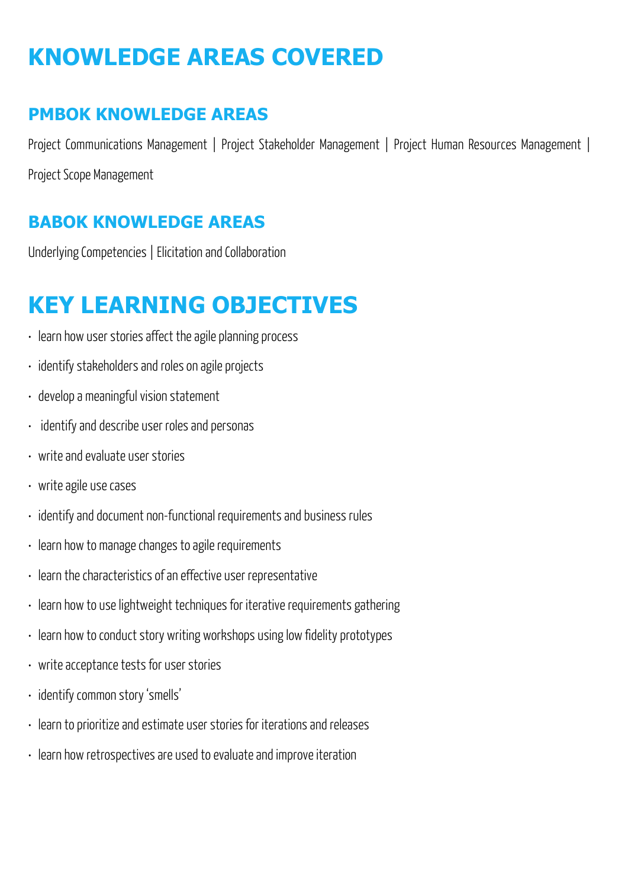# KNOWLEDGE AREAS COVERED

## PMBOK KNOWLEDGE AREAS

Project Communications Management | Project Stakeholder Management | Project Human Resources Management | Project Scope Management

## BABOK KNOWLEDGE AREAS

Underlying Competencies | Elicitation and Collaboration

# KEY LEARNING OBJECTIVES

- learn how user stories affect the agile planning process
- identify stakeholders and roles on agile projects
- develop a meaningful vision statement
- identify and describe user roles and personas
- write and evaluate user stories
- write agile use cases
- identify and document non-functional requirements and business rules
- learn how to manage changes to agile requirements
- learn the characteristics of an effective user representative
- learn how to use lightweight techniques for iterative requirements gathering
- learn how to conduct story writing workshops using low fidelity prototypes
- write acceptance tests for user stories
- identify common story 'smells'
- learn to prioritize and estimate user stories for iterations and releases
- learn how retrospectives are used to evaluate and improve iteration